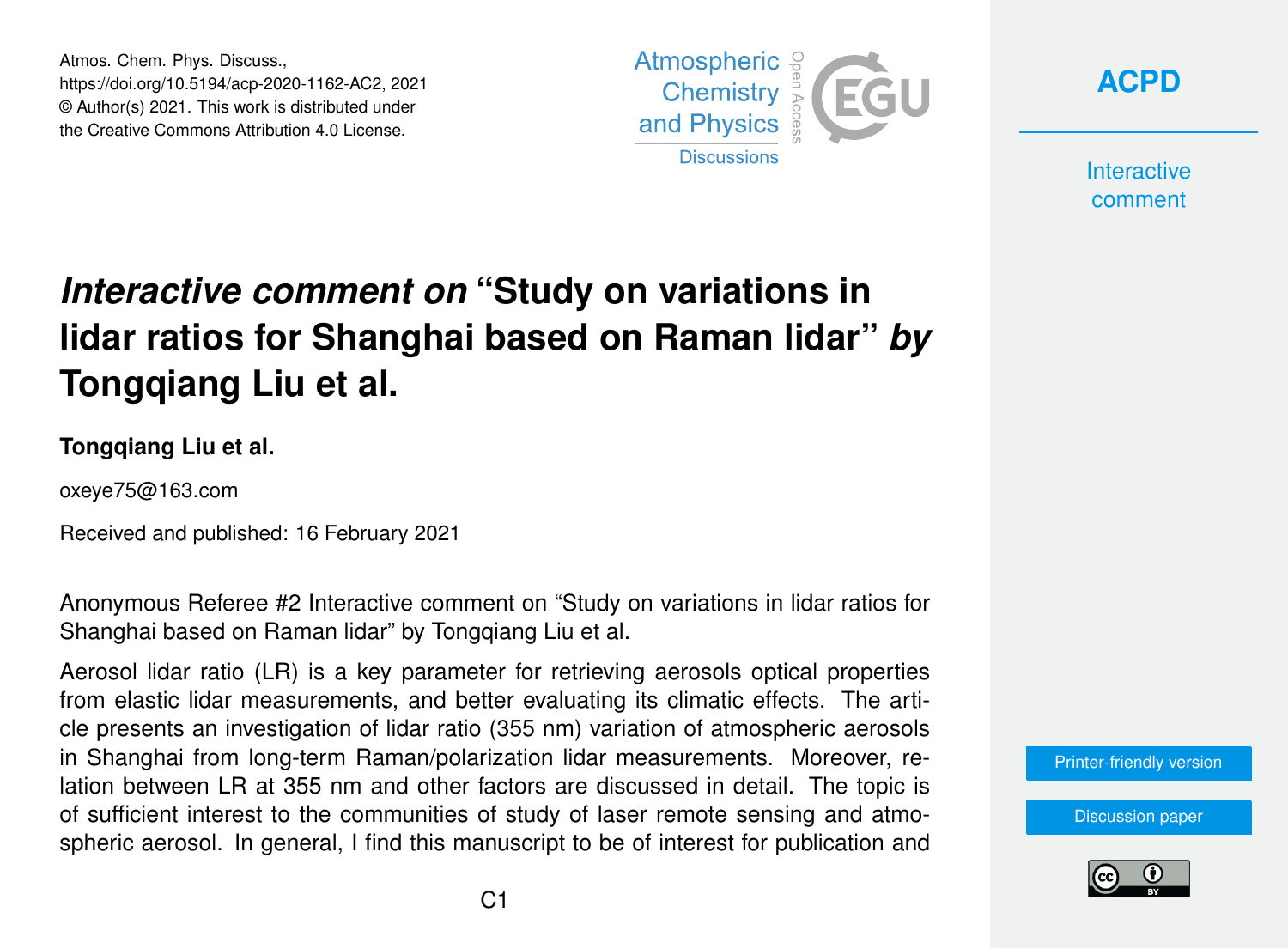Atmos. Chem. Phys. Discuss.,
https://doi.org/10.5194/acp-2020-1162-AC2, 2021
© Author(s) 2021. This work is distributed under
the Creative Commons Attribution 4.0 License.

# *Interactive comment on* "Study on variations in lidar ratios for Shanghai based on Raman lidar" *by* Tongqiang Liu et al.

**Tongqiang Liu et al.**

oxeye75@163.com

Received and published: 16 February 2021

Anonymous Referee #2 Interactive comment on "Study on variations in lidar ratios for Shanghai based on Raman lidar" by Tongqiang Liu et al.

Aerosol lidar ratio (LR) is a key parameter for retrieving aerosols optical properties from elastic lidar measurements, and better evaluating its climatic effects. The article presents an investigation of lidar ratio (355 nm) variation of atmospheric aerosols in Shanghai from long-term Raman/polarization lidar measurements. Moreover, relation between LR at 355 nm and other factors are discussed in detail. The topic is of sufficient interest to the communities of study of laser remote sensing and atmospheric aerosol. In general, I find this manuscript to be of interest for publication and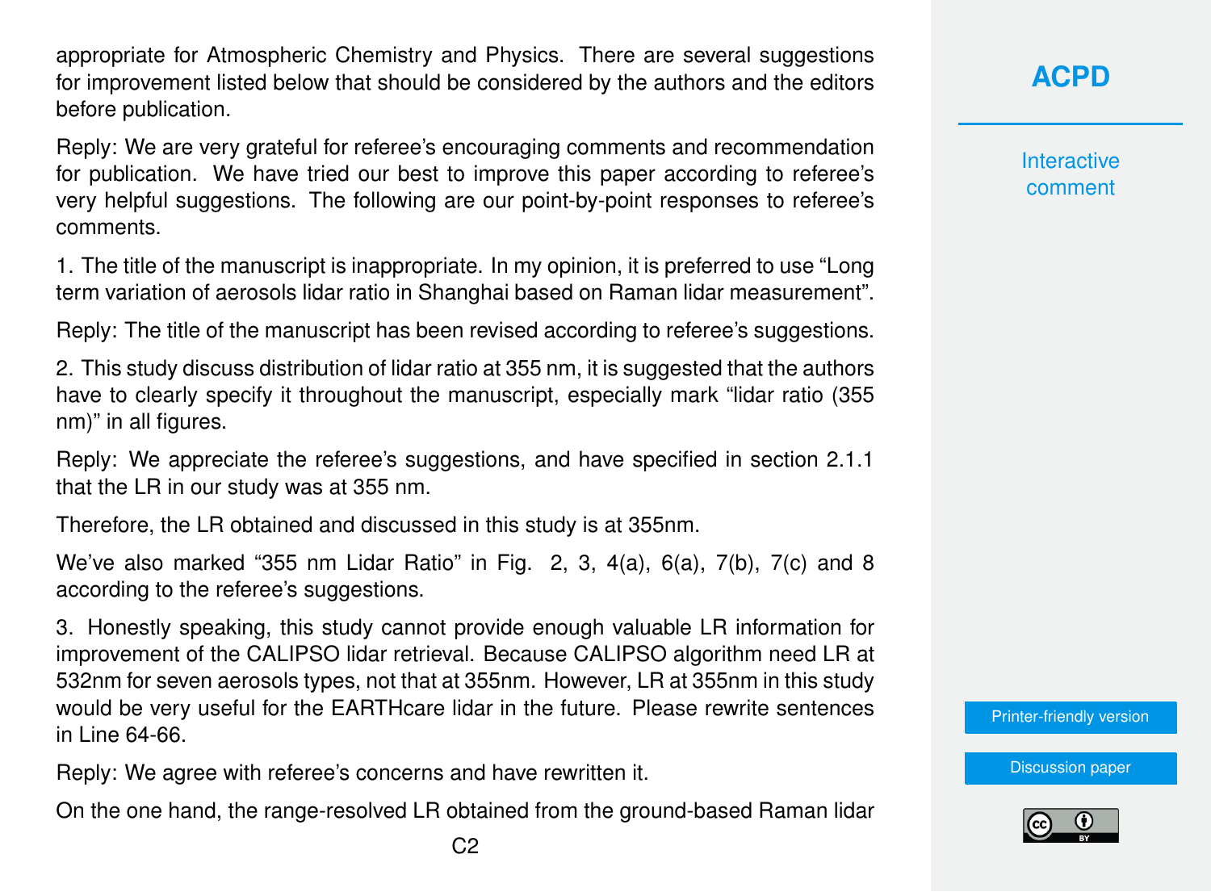appropriate for Atmospheric Chemistry and Physics. There are several suggestions for improvement listed below that should be considered by the authors and the editors before publication.

Reply: We are very grateful for referee's encouraging comments and recommendation for publication. We have tried our best to improve this paper according to referee's very helpful suggestions. The following are our point-by-point responses to referee's comments.

1. The title of the manuscript is inappropriate. In my opinion, it is preferred to use "Long term variation of aerosols lidar ratio in Shanghai based on Raman lidar measurement".

Reply: The title of the manuscript has been revised according to referee's suggestions.

2. This study discuss distribution of lidar ratio at 355 nm, it is suggested that the authors have to clearly specify it throughout the manuscript, especially mark "lidar ratio (355 nm)" in all figures.

Reply: We appreciate the referee's suggestions, and have specified in section 2.1.1 that the LR in our study was at 355 nm.

Therefore, the LR obtained and discussed in this study is at 355nm.

We've also marked "355 nm Lidar Ratio" in Fig. 2, 3, 4(a), 6(a), 7(b), 7(c) and 8 according to the referee's suggestions.

3. Honestly speaking, this study cannot provide enough valuable LR information for improvement of the CALIPSO lidar retrieval. Because CALIPSO algorithm need LR at 532nm for seven aerosols types, not that at 355nm. However, LR at 355nm in this study would be very useful for the EARTHcare lidar in the future. Please rewrite sentences in Line 64-66.

Reply: We agree with referee's concerns and have rewritten it.

On the one hand, the range-resolved LR obtained from the ground-based Raman lidar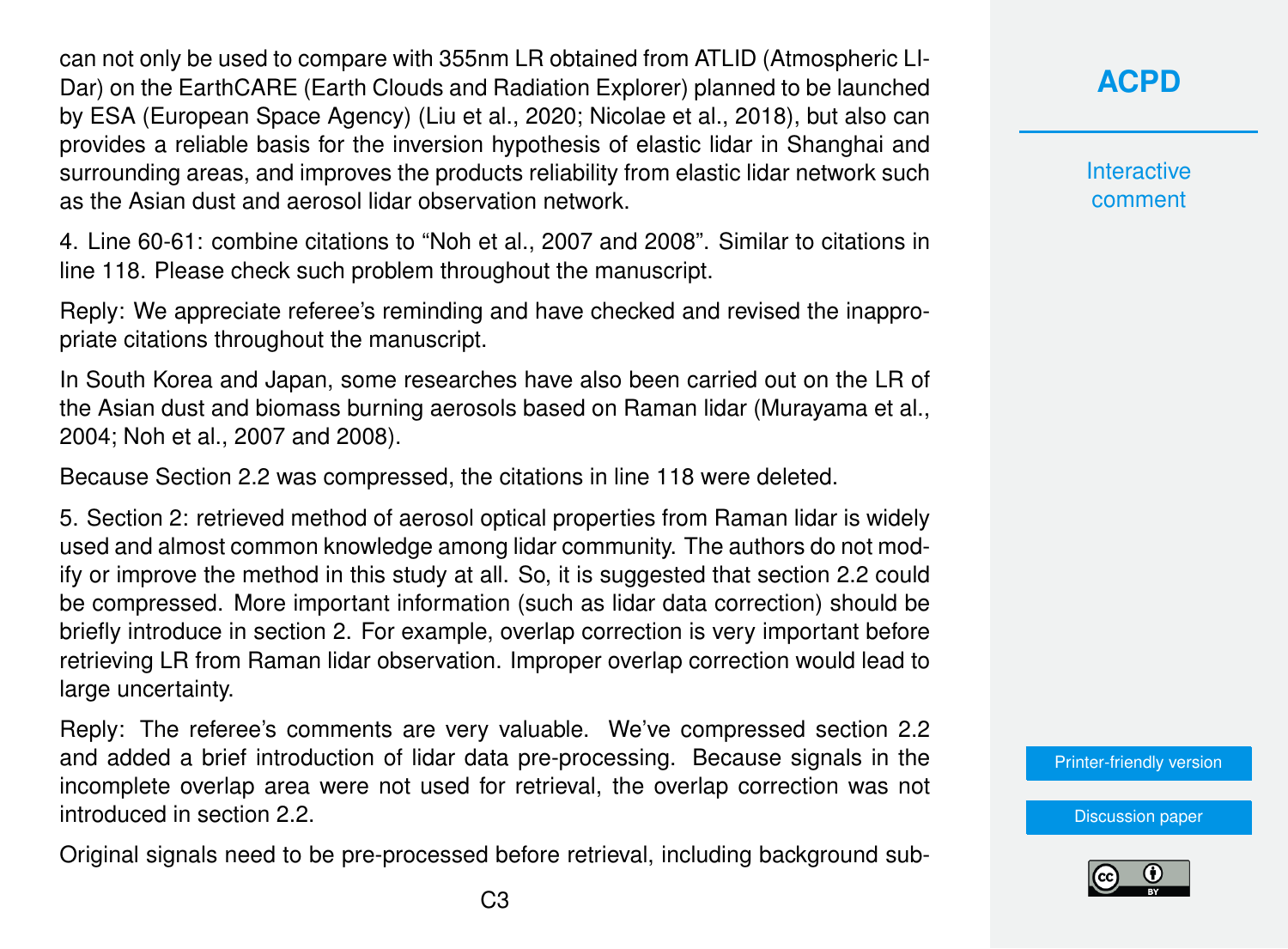can not only be used to compare with 355nm LR obtained from ATLID (Atmospheric LIDar) on the EarthCARE (Earth Clouds and Radiation Explorer) planned to be launched by ESA (European Space Agency) (Liu et al., 2020; Nicolae et al., 2018), but also can provides a reliable basis for the inversion hypothesis of elastic lidar in Shanghai and surrounding areas, and improves the products reliability from elastic lidar network such as the Asian dust and aerosol lidar observation network.

4. Line 60-61: combine citations to "Noh et al., 2007 and 2008". Similar to citations in line 118. Please check such problem throughout the manuscript.

Reply: We appreciate referee's reminding and have checked and revised the inappropriate citations throughout the manuscript.

In South Korea and Japan, some researches have also been carried out on the LR of the Asian dust and biomass burning aerosols based on Raman lidar (Murayama et al., 2004; Noh et al., 2007 and 2008).

Because Section 2.2 was compressed, the citations in line 118 were deleted.

5. Section 2: retrieved method of aerosol optical properties from Raman lidar is widely used and almost common knowledge among lidar community. The authors do not modify or improve the method in this study at all. So, it is suggested that section 2.2 could be compressed. More important information (such as lidar data correction) should be briefly introduce in section 2. For example, overlap correction is very important before retrieving LR from Raman lidar observation. Improper overlap correction would lead to large uncertainty.

Reply: The referee's comments are very valuable. We've compressed section 2.2 and added a brief introduction of lidar data pre-processing. Because signals in the incomplete overlap area were not used for retrieval, the overlap correction was not introduced in section 2.2.

Original signals need to be pre-processed before retrieval, including background sub-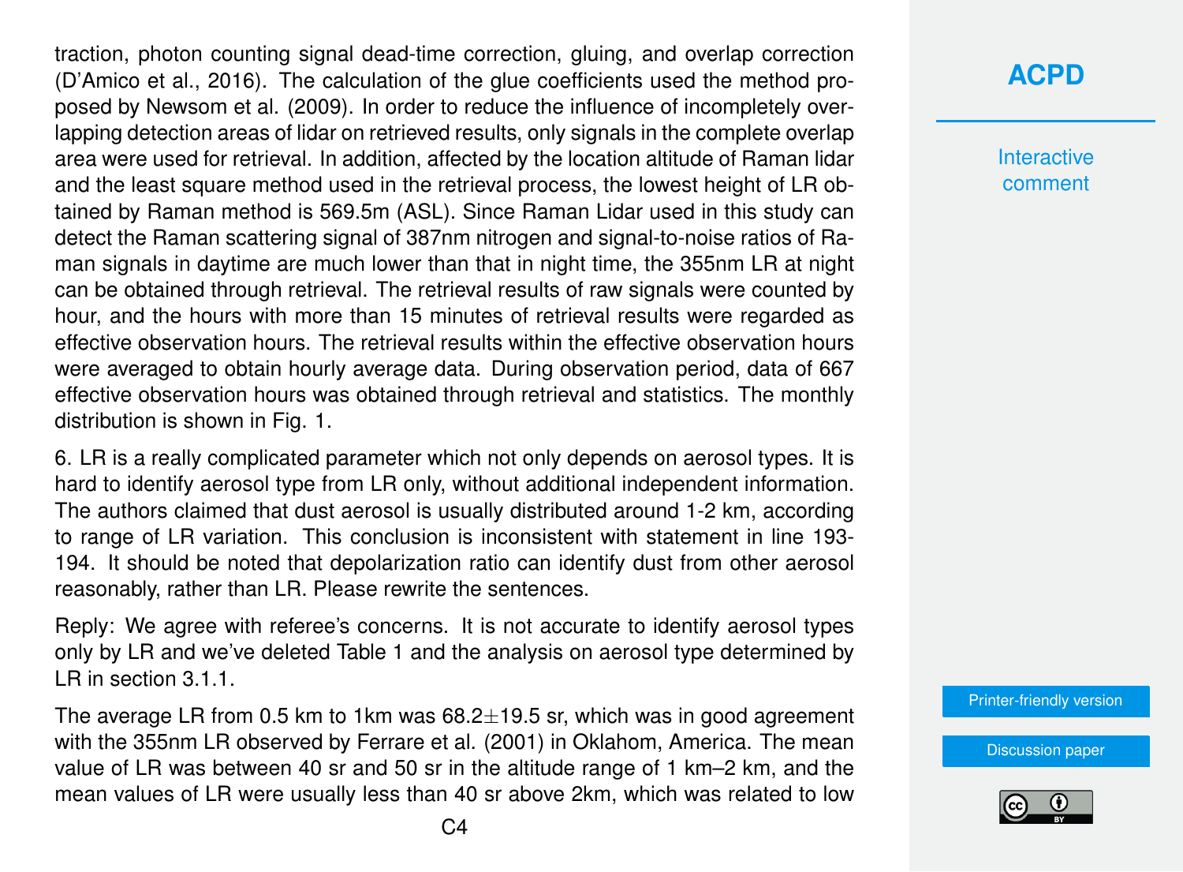traction, photon counting signal dead-time correction, gluing, and overlap correction (D'Amico et al., 2016). The calculation of the glue coefficients used the method proposed by Newsom et al. (2009). In order to reduce the influence of incompletely overlapping detection areas of lidar on retrieved results, only signals in the complete overlap area were used for retrieval. In addition, affected by the location altitude of Raman lidar and the least square method used in the retrieval process, the lowest height of LR obtained by Raman method is 569.5m (ASL). Since Raman Lidar used in this study can detect the Raman scattering signal of 387nm nitrogen and signal-to-noise ratios of Raman signals in daytime are much lower than that in night time, the 355nm LR at night can be obtained through retrieval. The retrieval results of raw signals were counted by hour, and the hours with more than 15 minutes of retrieval results were regarded as effective observation hours. The retrieval results within the effective observation hours were averaged to obtain hourly average data. During observation period, data of 667 effective observation hours was obtained through retrieval and statistics. The monthly distribution is shown in Fig. 1.

6. LR is a really complicated parameter which not only depends on aerosol types. It is hard to identify aerosol type from LR only, without additional independent information. The authors claimed that dust aerosol is usually distributed around 1-2 km, according to range of LR variation. This conclusion is inconsistent with statement in line 193-194. It should be noted that depolarization ratio can identify dust from other aerosol reasonably, rather than LR. Please rewrite the sentences.

Reply: We agree with referee's concerns. It is not accurate to identify aerosol types only by LR and we've deleted Table 1 and the analysis on aerosol type determined by LR in section 3.1.1.

The average LR from 0.5 km to 1km was $68.2\pm19.5$ sr, which was in good agreement with the 355nm LR observed by Ferrare et al. (2001) in Oklahom, America. The mean value of LR was between 40 sr and 50 sr in the altitude range of 1 km–2 km, and the mean values of LR were usually less than 40 sr above 2km, which was related to low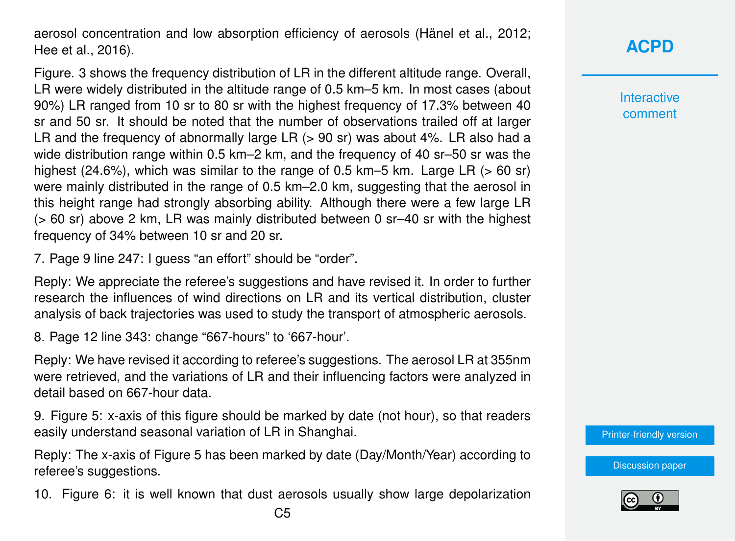aerosol concentration and low absorption efficiency of aerosols (Hänel et al., 2012; Hee et al., 2016).

Figure. 3 shows the frequency distribution of LR in the different altitude range. Overall, LR were widely distributed in the altitude range of 0.5 km–5 km. In most cases (about 90%) LR ranged from 10 sr to 80 sr with the highest frequency of 17.3% between 40 sr and 50 sr. It should be noted that the number of observations trailed off at larger LR and the frequency of abnormally large LR (> 90 sr) was about 4%. LR also had a wide distribution range within 0.5 km–2 km, and the frequency of 40 sr–50 sr was the highest (24.6%), which was similar to the range of 0.5 km–5 km. Large LR (> 60 sr) were mainly distributed in the range of 0.5 km–2.0 km, suggesting that the aerosol in this height range had strongly absorbing ability. Although there were a few large LR (> 60 sr) above 2 km, LR was mainly distributed between 0 sr–40 sr with the highest frequency of 34% between 10 sr and 20 sr.

7. Page 9 line 247: I guess "an effort" should be "order".

Reply: We appreciate the referee's suggestions and have revised it. In order to further research the influences of wind directions on LR and its vertical distribution, cluster analysis of back trajectories was used to study the transport of atmospheric aerosols.

8. Page 12 line 343: change "667-hours" to '667-hour'.

Reply: We have revised it according to referee's suggestions. The aerosol LR at 355nm were retrieved, and the variations of LR and their influencing factors were analyzed in detail based on 667-hour data.

9. Figure 5: x-axis of this figure should be marked by date (not hour), so that readers easily understand seasonal variation of LR in Shanghai.

Reply: The x-axis of Figure 5 has been marked by date (Day/Month/Year) according to referee's suggestions.

10. Figure 6: it is well known that dust aerosols usually show large depolarization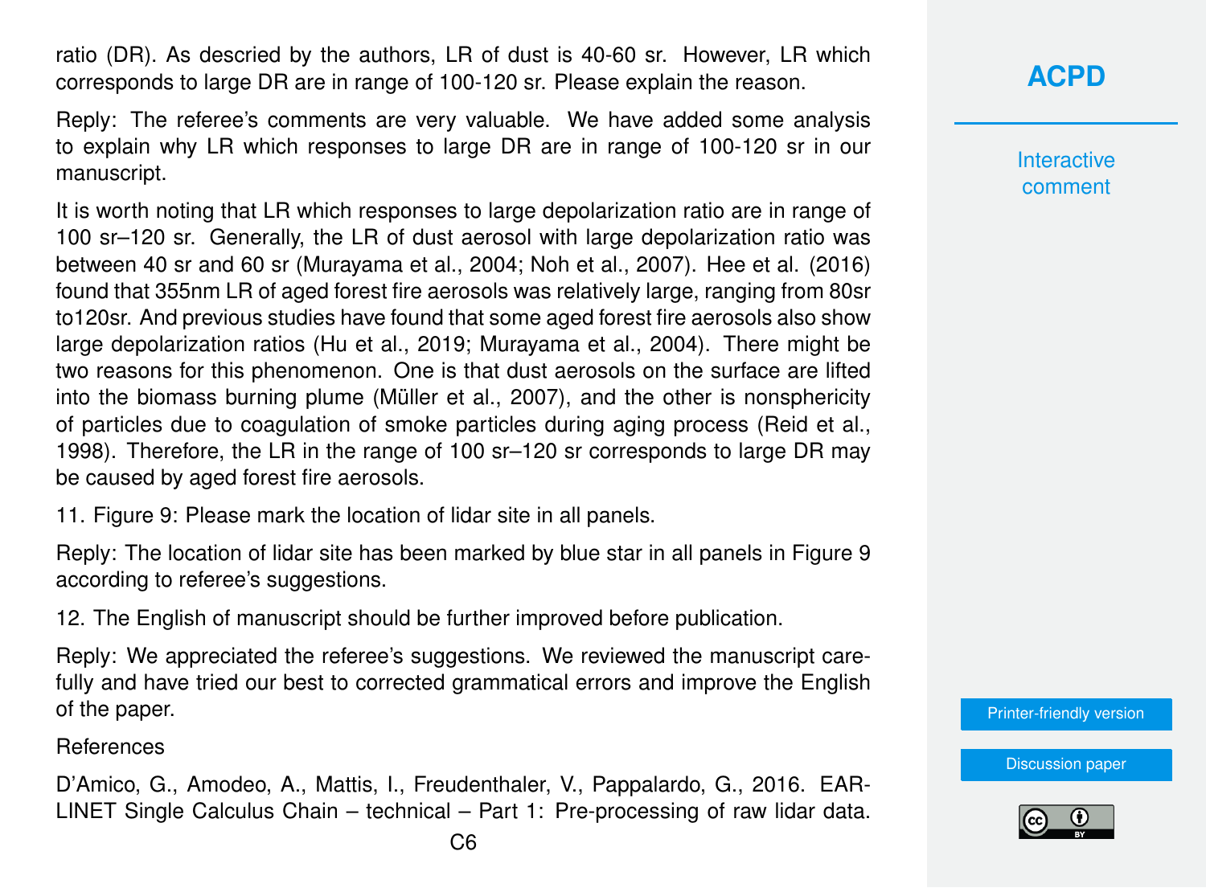ratio (DR). As descried by the authors, LR of dust is 40-60 sr. However, LR which corresponds to large DR are in range of 100-120 sr. Please explain the reason.

Reply: The referee's comments are very valuable. We have added some analysis to explain why LR which responses to large DR are in range of 100-120 sr in our manuscript.

It is worth noting that LR which responses to large depolarization ratio are in range of 100 sr–120 sr. Generally, the LR of dust aerosol with large depolarization ratio was between 40 sr and 60 sr (Murayama et al., 2004; Noh et al., 2007). Hee et al. (2016) found that 355nm LR of aged forest fire aerosols was relatively large, ranging from 80sr to120sr. And previous studies have found that some aged forest fire aerosols also show large depolarization ratios (Hu et al., 2019; Murayama et al., 2004). There might be two reasons for this phenomenon. One is that dust aerosols on the surface are lifted into the biomass burning plume (Müller et al., 2007), and the other is nonsphericity of particles due to coagulation of smoke particles during aging process (Reid et al., 1998). Therefore, the LR in the range of 100 sr–120 sr corresponds to large DR may be caused by aged forest fire aerosols.

11. Figure 9: Please mark the location of lidar site in all panels.

Reply: The location of lidar site has been marked by blue star in all panels in Figure 9 according to referee's suggestions.

12. The English of manuscript should be further improved before publication.

Reply: We appreciated the referee's suggestions. We reviewed the manuscript carefully and have tried our best to corrected grammatical errors and improve the English of the paper.

References

D'Amico, G., Amodeo, A., Mattis, I., Freudenthaler, V., Pappalardo, G., 2016. EARLINET Single Calculus Chain – technical – Part 1: Pre-processing of raw lidar data.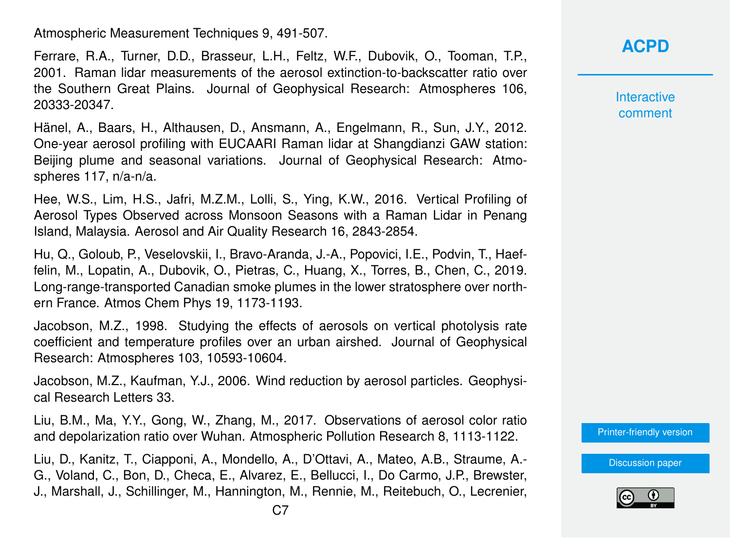Atmospheric Measurement Techniques 9, 491-507.

Ferrare, R.A., Turner, D.D., Brasseur, L.H., Feltz, W.F., Dubovik, O., Tooman, T.P., 2001. Raman lidar measurements of the aerosol extinction-to-backscatter ratio over the Southern Great Plains. Journal of Geophysical Research: Atmospheres 106, 20333-20347.

Hänel, A., Baars, H., Althausen, D., Ansmann, A., Engelmann, R., Sun, J.Y., 2012. One-year aerosol profiling with EUCAARI Raman lidar at Shangdianzi GAW station: Beijing plume and seasonal variations. Journal of Geophysical Research: Atmospheres 117, n/a-n/a.

Hee, W.S., Lim, H.S., Jafri, M.Z.M., Lolli, S., Ying, K.W., 2016. Vertical Profiling of Aerosol Types Observed across Monsoon Seasons with a Raman Lidar in Penang Island, Malaysia. Aerosol and Air Quality Research 16, 2843-2854.

Hu, Q., Goloub, P., Veselovskii, I., Bravo-Aranda, J.-A., Popovici, I.E., Podvin, T., Haeffelin, M., Lopatin, A., Dubovik, O., Pietras, C., Huang, X., Torres, B., Chen, C., 2019. Long-range-transported Canadian smoke plumes in the lower stratosphere over northern France. Atmos Chem Phys 19, 1173-1193.

Jacobson, M.Z., 1998. Studying the effects of aerosols on vertical photolysis rate coefficient and temperature profiles over an urban airshed. Journal of Geophysical Research: Atmospheres 103, 10593-10604.

Jacobson, M.Z., Kaufman, Y.J., 2006. Wind reduction by aerosol particles. Geophysical Research Letters 33.

Liu, B.M., Ma, Y.Y., Gong, W., Zhang, M., 2017. Observations of aerosol color ratio and depolarization ratio over Wuhan. Atmospheric Pollution Research 8, 1113-1122.

Liu, D., Kanitz, T., Ciapponi, A., Mondello, A., D'Ottavi, A., Mateo, A.B., Straume, A.-G., Voland, C., Bon, D., Checa, E., Alvarez, E., Bellucci, I., Do Carmo, J.P., Brewster, J., Marshall, J., Schillinger, M., Hannington, M., Rennie, M., Reitebuch, O., Lecrenier,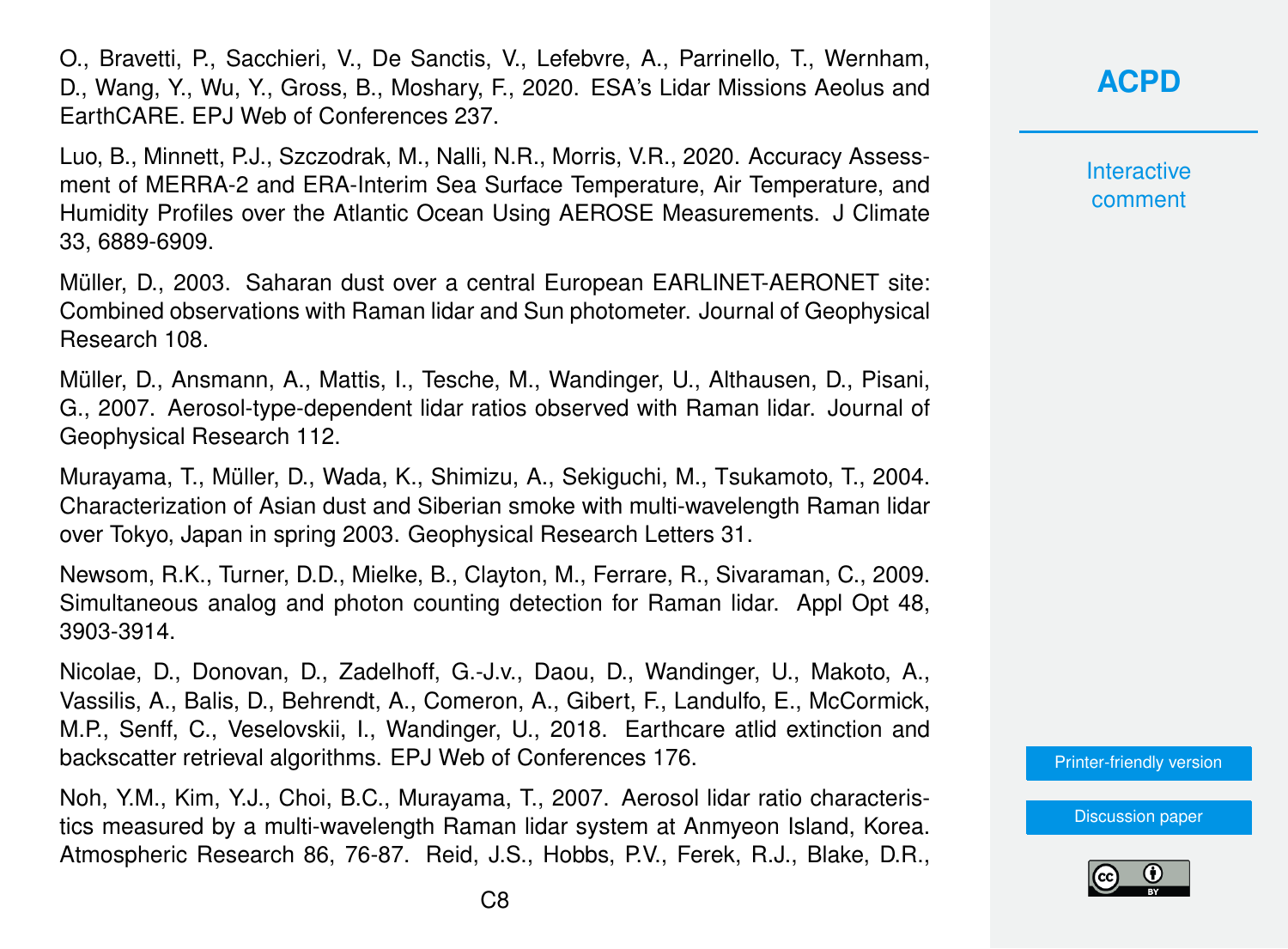O., Bravetti, P., Sacchieri, V., De Sanctis, V., Lefebvre, A., Parrinello, T., Wernham, D., Wang, Y., Wu, Y., Gross, B., Moshary, F., 2020. ESA's Lidar Missions Aeolus and EarthCARE. EPJ Web of Conferences 237.

Luo, B., Minnett, P.J., Szczodrak, M., Nalli, N.R., Morris, V.R., 2020. Accuracy Assessment of MERRA-2 and ERA-Interim Sea Surface Temperature, Air Temperature, and Humidity Profiles over the Atlantic Ocean Using AEROSE Measurements. J Climate 33, 6889-6909.

Müller, D., 2003. Saharan dust over a central European EARLINET-AERONET site: Combined observations with Raman lidar and Sun photometer. Journal of Geophysical Research 108.

Müller, D., Ansmann, A., Mattis, I., Tesche, M., Wandinger, U., Althausen, D., Pisani, G., 2007. Aerosol-type-dependent lidar ratios observed with Raman lidar. Journal of Geophysical Research 112.

Murayama, T., Müller, D., Wada, K., Shimizu, A., Sekiguchi, M., Tsukamoto, T., 2004. Characterization of Asian dust and Siberian smoke with multi-wavelength Raman lidar over Tokyo, Japan in spring 2003. Geophysical Research Letters 31.

Newsom, R.K., Turner, D.D., Mielke, B., Clayton, M., Ferrare, R., Sivaraman, C., 2009. Simultaneous analog and photon counting detection for Raman lidar. Appl Opt 48, 3903-3914.

Nicolae, D., Donovan, D., Zadelhoff, G.-J.v., Daou, D., Wandinger, U., Makoto, A., Vassilis, A., Balis, D., Behrendt, A., Comeron, A., Gibert, F., Landulfo, E., McCormick, M.P., Senff, C., Veselovskii, I., Wandinger, U., 2018. Earthcare atlid extinction and backscatter retrieval algorithms. EPJ Web of Conferences 176.

Noh, Y.M., Kim, Y.J., Choi, B.C., Murayama, T., 2007. Aerosol lidar ratio characteristics measured by a multi-wavelength Raman lidar system at Anmyeon Island, Korea. Atmospheric Research 86, 76-87. Reid, J.S., Hobbs, P.V., Ferek, R.J., Blake, D.R.,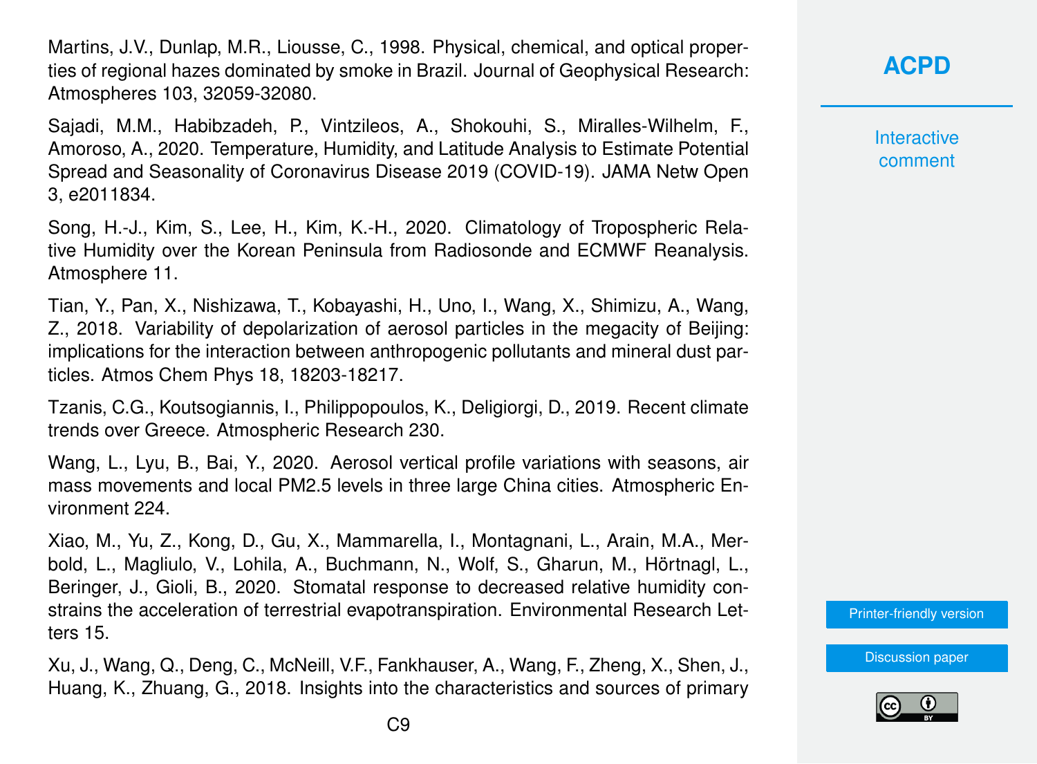Martins, J.V., Dunlap, M.R., Liousse, C., 1998. Physical, chemical, and optical properties of regional hazes dominated by smoke in Brazil. Journal of Geophysical Research: Atmospheres 103, 32059-32080.

Sajadi, M.M., Habibzadeh, P., Vintzileos, A., Shokouhi, S., Miralles-Wilhelm, F., Amoroso, A., 2020. Temperature, Humidity, and Latitude Analysis to Estimate Potential Spread and Seasonality of Coronavirus Disease 2019 (COVID-19). JAMA Netw Open 3, e2011834.

Song, H.-J., Kim, S., Lee, H., Kim, K.-H., 2020. Climatology of Tropospheric Relative Humidity over the Korean Peninsula from Radiosonde and ECMWF Reanalysis. Atmosphere 11.

Tian, Y., Pan, X., Nishizawa, T., Kobayashi, H., Uno, I., Wang, X., Shimizu, A., Wang, Z., 2018. Variability of depolarization of aerosol particles in the megacity of Beijing: implications for the interaction between anthropogenic pollutants and mineral dust particles. Atmos Chem Phys 18, 18203-18217.

Tzanis, C.G., Koutsogiannis, I., Philippopoulos, K., Deligiorgi, D., 2019. Recent climate trends over Greece. Atmospheric Research 230.

Wang, L., Lyu, B., Bai, Y., 2020. Aerosol vertical profile variations with seasons, air mass movements and local PM2.5 levels in three large China cities. Atmospheric Environment 224.

Xiao, M., Yu, Z., Kong, D., Gu, X., Mammarella, I., Montagnani, L., Arain, M.A., Merbold, L., Magliulo, V., Lohila, A., Buchmann, N., Wolf, S., Gharun, M., Hörtnagl, L., Beringer, J., Gioli, B., 2020. Stomatal response to decreased relative humidity constrains the acceleration of terrestrial evapotranspiration. Environmental Research Letters 15.

Xu, J., Wang, Q., Deng, C., McNeill, V.F., Fankhauser, A., Wang, F., Zheng, X., Shen, J., Huang, K., Zhuang, G., 2018. Insights into the characteristics and sources of primary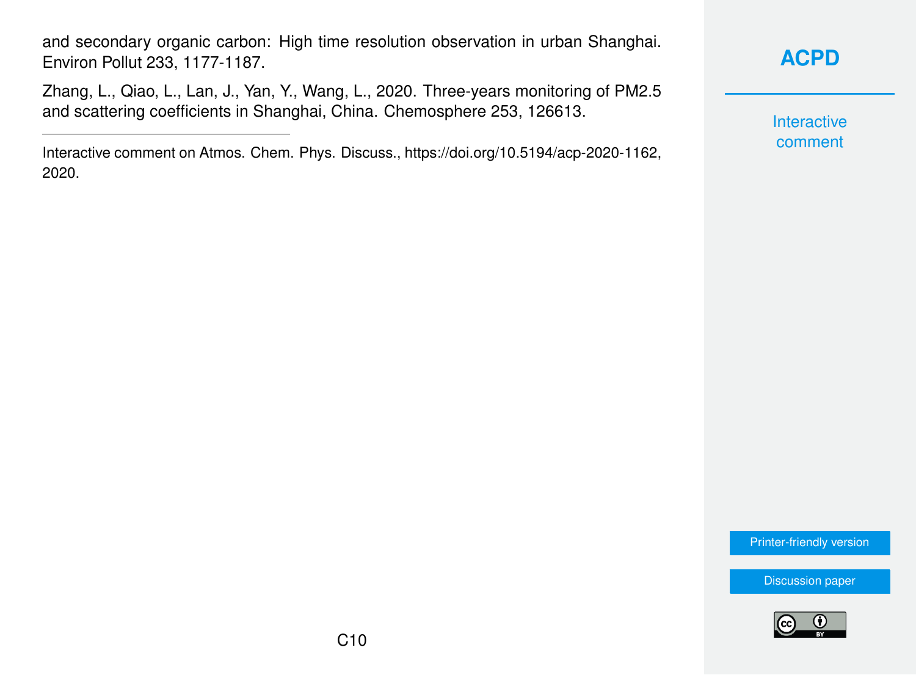and secondary organic carbon: High time resolution observation in urban Shanghai. Environ Pollut 233, 1177-1187.

Zhang, L., Qiao, L., Lan, J., Yan, Y., Wang, L., 2020. Three-years monitoring of PM2.5 and scattering coefficients in Shanghai, China. Chemosphere 253, 126613.

---

Interactive comment on Atmos. Chem. Phys. Discuss., https://doi.org/10.5194/acp-2020-1162, 2020.